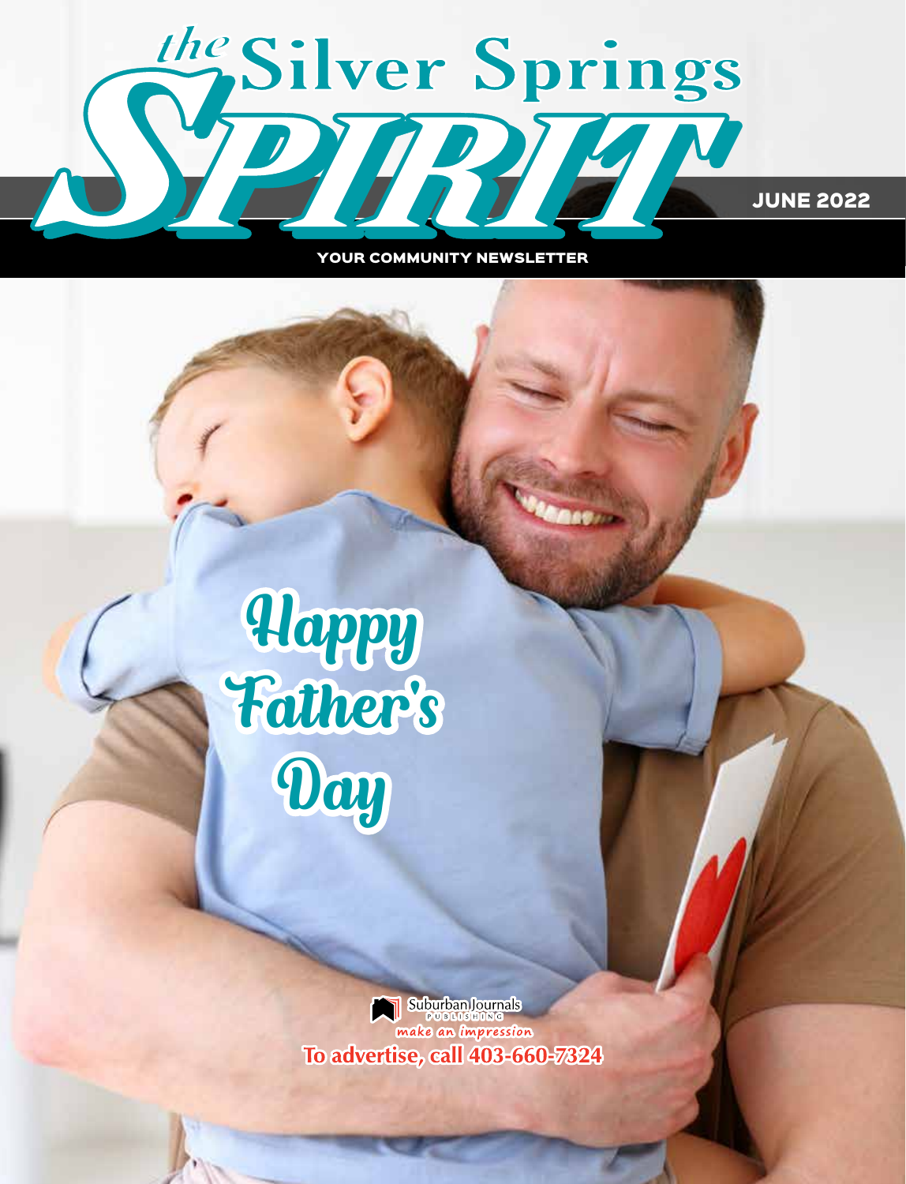# the Silver Springs SPIRIT

JUNE 2022

YOUR COMMUNITY NEWSLETTER

## Happy Father's Day

Suburban Journals PUBLISHING

make an impression

**To advertise, call 403-660-7324**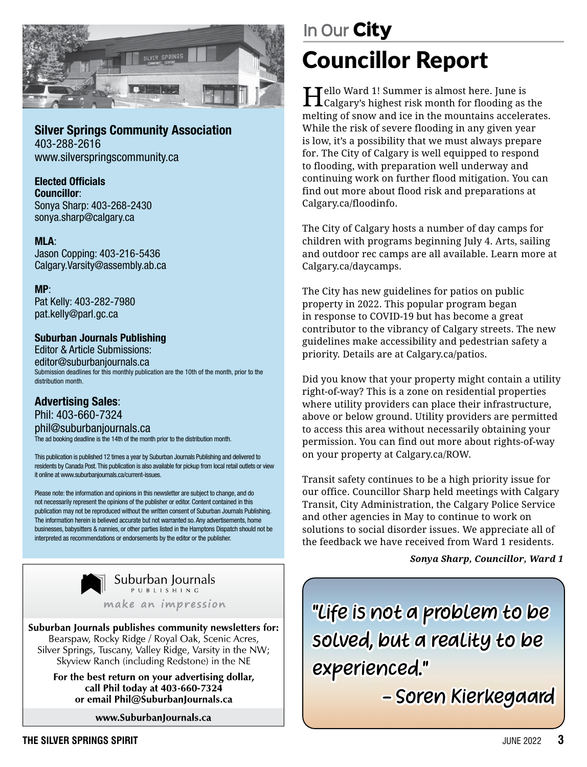## Silver Springs Community Association

403-288-2616
www.silverspringscommunity.ca

**Elected Officials**

**Councillor**:
Sonya Sharp: 403-268-2430
sonya.sharp@calgary.ca

**MLA**:
Jason Copping: 403-216-5436
Calgary.Varsity@assembly.ab.ca

**MP**:
Pat Kelly: 403-282-7980
pat.kelly@parl.gc.ca

**Suburban Journals Publishing**
Editor & Article Submissions:
editor@suburbanjournals.ca
Submission deadlines for this monthly publication are the 10th of the month, prior to the distribution month.

**Advertising Sales**:
Phil: 403-660-7324
phil@suburbanjournals.ca
The ad booking deadline is the 14th of the month prior to the distribution month.

This publication is published 12 times a year by Suburban Journals Publishing and delivered to residents by Canada Post. This publication is also available for pickup from local retail outlets or view it online at www.suburbanjournals.ca/current-issues.

Please note: the information and opinions in this newsletter are subject to change, and do not necessarily represent the opinions of the publisher or editor. Content contained in this publication may not be reproduced without the written consent of Suburban Journals Publishing. The information herein is believed accurate but not warranted so. Any advertisements, home businesses, babysitters & nannies, or other parties listed in the Hamptons Dispatch should not be interpreted as recommendations or endorsements by the editor or the publisher.

Suburban Journals PUBLISHING
*make an impression*

**Suburban Journals publishes community newsletters for:**
Bearspaw, Rocky Ridge / Royal Oak, Scenic Acres, Silver Springs, Tuscany, Valley Ridge, Varsity in the NW; Skyview Ranch (including Redstone) in the NE

**For the best return on your advertising dollar, call Phil today at 403-660-7324 or email Phil@SuburbanJournals.ca**

**www.SuburbanJournals.ca**

In Our **City**

# Councillor Report

Hello Ward 1! Summer is almost here. June is Calgary's highest risk month for flooding as the melting of snow and ice in the mountains accelerates. While the risk of severe flooding in any given year is low, it's a possibility that we must always prepare for. The City of Calgary is well equipped to respond to flooding, with preparation well underway and continuing work on further flood mitigation. You can find out more about flood risk and preparations at Calgary.ca/floodinfo.

The City of Calgary hosts a number of day camps for children with programs beginning July 4. Arts, sailing and outdoor rec camps are all available. Learn more at Calgary.ca/daycamps.

The City has new guidelines for patios on public property in 2022. This popular program began in response to COVID-19 but has become a great contributor to the vibrancy of Calgary streets. The new guidelines make accessibility and pedestrian safety a priority. Details are at Calgary.ca/patios.

Did you know that your property might contain a utility right-of-way? This is a zone on residential properties where utility providers can place their infrastructure, above or below ground. Utility providers are permitted to access this area without necessarily obtaining your permission. You can find out more about rights-of-way on your property at Calgary.ca/ROW.

Transit safety continues to be a high priority issue for our office. Councillor Sharp held meetings with Calgary Transit, City Administration, the Calgary Police Service and other agencies in May to continue to work on solutions to social disorder issues. We appreciate all of the feedback we have received from Ward 1 residents.

***Sonya Sharp, Councillor, Ward 1***

"Life is not a problem to be solved, but a reality to be experienced."

– Soren Kierkegaard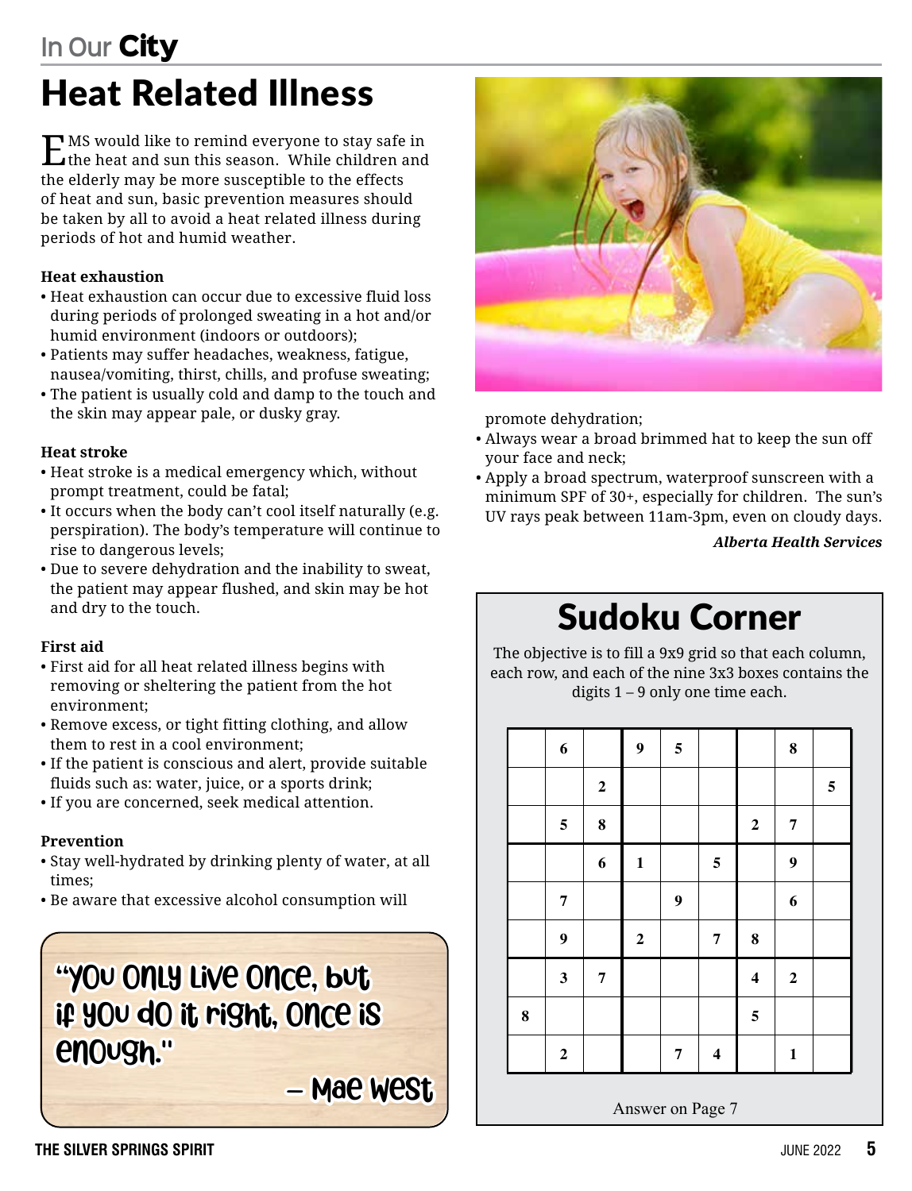In Our **City**

# Heat Related Illness

EMS would like to remind everyone to stay safe in the heat and sun this season. While children and the elderly may be more susceptible to the effects of heat and sun, basic prevention measures should be taken by all to avoid a heat related illness during periods of hot and humid weather.

**Heat exhaustion**

- Heat exhaustion can occur due to excessive fluid loss during periods of prolonged sweating in a hot and/or humid environment (indoors or outdoors);
- Patients may suffer headaches, weakness, fatigue, nausea/vomiting, thirst, chills, and profuse sweating;
- The patient is usually cold and damp to the touch and the skin may appear pale, or dusky gray.

**Heat stroke**

- Heat stroke is a medical emergency which, without prompt treatment, could be fatal;
- It occurs when the body can't cool itself naturally (e.g. perspiration). The body's temperature will continue to rise to dangerous levels;
- Due to severe dehydration and the inability to sweat, the patient may appear flushed, and skin may be hot and dry to the touch.

**First aid**

- First aid for all heat related illness begins with removing or sheltering the patient from the hot environment;
- Remove excess, or tight fitting clothing, and allow them to rest in a cool environment;
- If the patient is conscious and alert, provide suitable fluids such as: water, juice, or a sports drink;
- If you are concerned, seek medical attention.

**Prevention**

- Stay well-hydrated by drinking plenty of water, at all times;
- Be aware that excessive alcohol consumption will promote dehydration;
- Always wear a broad brimmed hat to keep the sun off your face and neck;
- Apply a broad spectrum, waterproof sunscreen with a minimum SPF of 30+, especially for children. The sun's UV rays peak between 11am-3pm, even on cloudy days.

***Alberta Health Services***

> "You only live once, but if you do it right, once is enough."
>
> – Mae West

## Sudoku Corner

The objective is to fill a 9x9 grid so that each column, each row, and each of the nine 3x3 boxes contains the digits 1 – 9 only one time each.

| | | | | | | | | |
|---|---|---|---|---|---|---|---|---|
| | 6 | | 9 | 5 | | | 8 | |
| | | 2 | | | | | | 5 |
| | 5 | 8 | | | | 2 | 7 | |
| | | 6 | 1 | | 5 | | 9 | |
| | 7 | | | 9 | | | 6 | |
| | 9 | | 2 | | 7 | 8 | | |
| | 3 | 7 | | | | 4 | 2 | |
| 8 | | | | | | 5 | | |
| | 2 | | | 7 | 4 | | 1 | |

Answer on Page 7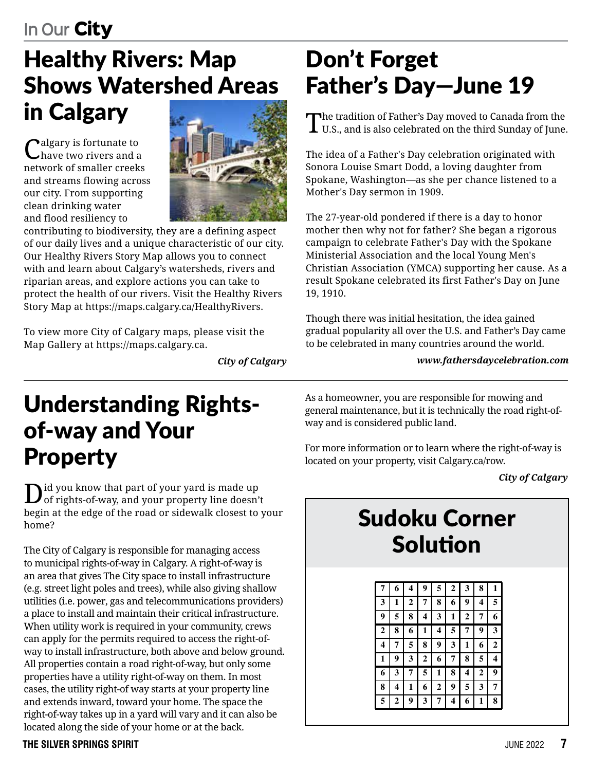## In Our City

# Healthy Rivers: Map Shows Watershed Areas in Calgary

Calgary is fortunate to have two rivers and a network of smaller creeks and streams flowing across our city. From supporting clean drinking water and flood resiliency to contributing to biodiversity, they are a defining aspect of our daily lives and a unique characteristic of our city. Our Healthy Rivers Story Map allows you to connect with and learn about Calgary's watersheds, rivers and riparian areas, and explore actions you can take to protect the health of our rivers. Visit the Healthy Rivers Story Map at https://maps.calgary.ca/HealthyRivers.

To view more City of Calgary maps, please visit the Map Gallery at https://maps.calgary.ca.

***City of Calgary***

# Don't Forget Father's Day—June 19

The tradition of Father's Day moved to Canada from the U.S., and is also celebrated on the third Sunday of June.

The idea of a Father's Day celebration originated with Sonora Louise Smart Dodd, a loving daughter from Spokane, Washington—as she per chance listened to a Mother's Day sermon in 1909.

The 27-year-old pondered if there is a day to honor mother then why not for father? She began a rigorous campaign to celebrate Father's Day with the Spokane Ministerial Association and the local Young Men's Christian Association (YMCA) supporting her cause. As a result Spokane celebrated its first Father's Day on June 19, 1910.

Though there was initial hesitation, the idea gained gradual popularity all over the U.S. and Father's Day came to be celebrated in many countries around the world.

***www.fathersdaycelebration.com***

# Understanding Rights-of-way and Your Property

Did you know that part of your yard is made up of rights-of-way, and your property line doesn't begin at the edge of the road or sidewalk closest to your home?

The City of Calgary is responsible for managing access to municipal rights-of-way in Calgary. A right-of-way is an area that gives The City space to install infrastructure (e.g. street light poles and trees), while also giving shallow utilities (i.e. power, gas and telecommunications providers) a place to install and maintain their critical infrastructure. When utility work is required in your community, crews can apply for the permits required to access the right-of-way to install infrastructure, both above and below ground. All properties contain a road right-of-way, but only some properties have a utility right-of-way on them. In most cases, the utility right-of way starts at your property line and extends inward, toward your home. The space the right-of-way takes up in a yard will vary and it can also be located along the side of your home or at the back.

As a homeowner, you are responsible for mowing and general maintenance, but it is technically the road right-of-way and is considered public land.

For more information or to learn where the right-of-way is located on your property, visit Calgary.ca/row.

***City of Calgary***

# Sudoku Corner Solution

| | | | | | | | | |
|---|---|---|---|---|---|---|---|---|
| 7 | 6 | 4 | 9 | 5 | 2 | 3 | 8 | 1 |
| 3 | 1 | 2 | 7 | 8 | 6 | 9 | 4 | 5 |
| 9 | 5 | 8 | 4 | 3 | 1 | 2 | 7 | 6 |
| 2 | 8 | 6 | 1 | 4 | 5 | 7 | 9 | 3 |
| 4 | 7 | 5 | 8 | 9 | 3 | 1 | 6 | 2 |
| 1 | 9 | 3 | 2 | 6 | 7 | 8 | 5 | 4 |
| 6 | 3 | 7 | 5 | 1 | 8 | 4 | 2 | 9 |
| 8 | 4 | 1 | 6 | 2 | 9 | 5 | 3 | 7 |
| 5 | 2 | 9 | 3 | 7 | 4 | 6 | 1 | 8 |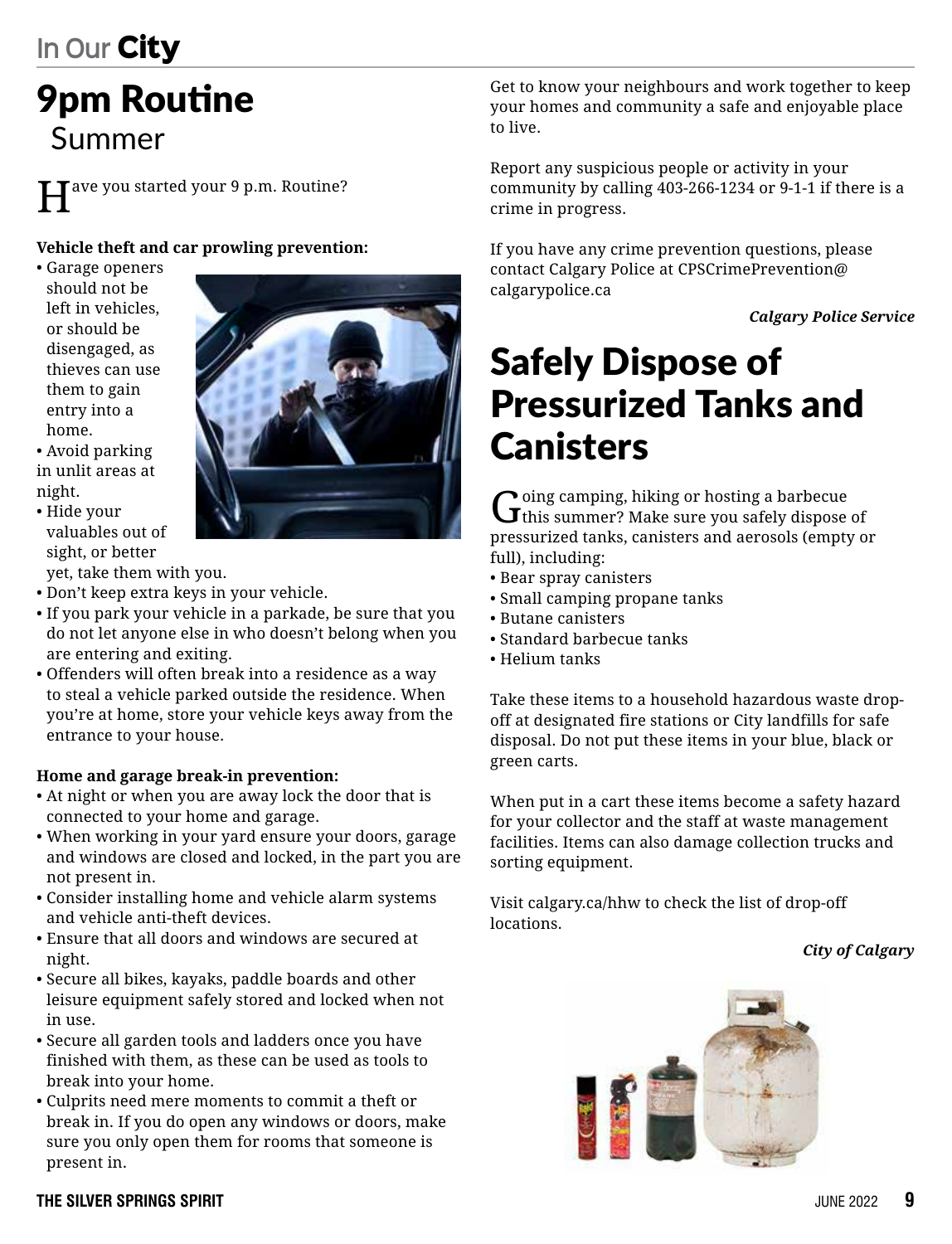# 9pm Routine

## Summer

Have you started your 9 p.m. Routine?

**Vehicle theft and car prowling prevention:**

- Garage openers should not be left in vehicles, or should be disengaged, as thieves can use them to gain entry into a home.
- Avoid parking in unlit areas at night.
- Hide your valuables out of sight, or better yet, take them with you.
- Don't keep extra keys in your vehicle.
- If you park your vehicle in a parkade, be sure that you do not let anyone else in who doesn't belong when you are entering and exiting.
- Offenders will often break into a residence as a way to steal a vehicle parked outside the residence. When you're at home, store your vehicle keys away from the entrance to your house.

**Home and garage break-in prevention:**

- At night or when you are away lock the door that is connected to your home and garage.
- When working in your yard ensure your doors, garage and windows are closed and locked, in the part you are not present in.
- Consider installing home and vehicle alarm systems and vehicle anti-theft devices.
- Ensure that all doors and windows are secured at night.
- Secure all bikes, kayaks, paddle boards and other leisure equipment safely stored and locked when not in use.
- Secure all garden tools and ladders once you have finished with them, as these can be used as tools to break into your home.
- Culprits need mere moments to commit a theft or break in. If you do open any windows or doors, make sure you only open them for rooms that someone is present in.

Get to know your neighbours and work together to keep your homes and community a safe and enjoyable place to live.

Report any suspicious people or activity in your community by calling 403-266-1234 or 9-1-1 if there is a crime in progress.

If you have any crime prevention questions, please contact Calgary Police at CPSCrimePrevention@calgarypolice.ca

***Calgary Police Service***

# Safely Dispose of Pressurized Tanks and Canisters

Going camping, hiking or hosting a barbecue this summer? Make sure you safely dispose of pressurized tanks, canisters and aerosols (empty or full), including:

- Bear spray canisters
- Small camping propane tanks
- Butane canisters
- Standard barbecue tanks
- Helium tanks

Take these items to a household hazardous waste drop-off at designated fire stations or City landfills for safe disposal. Do not put these items in your blue, black or green carts.

When put in a cart these items become a safety hazard for your collector and the staff at waste management facilities. Items can also damage collection trucks and sorting equipment.

Visit calgary.ca/hhw to check the list of drop-off locations.

***City of Calgary***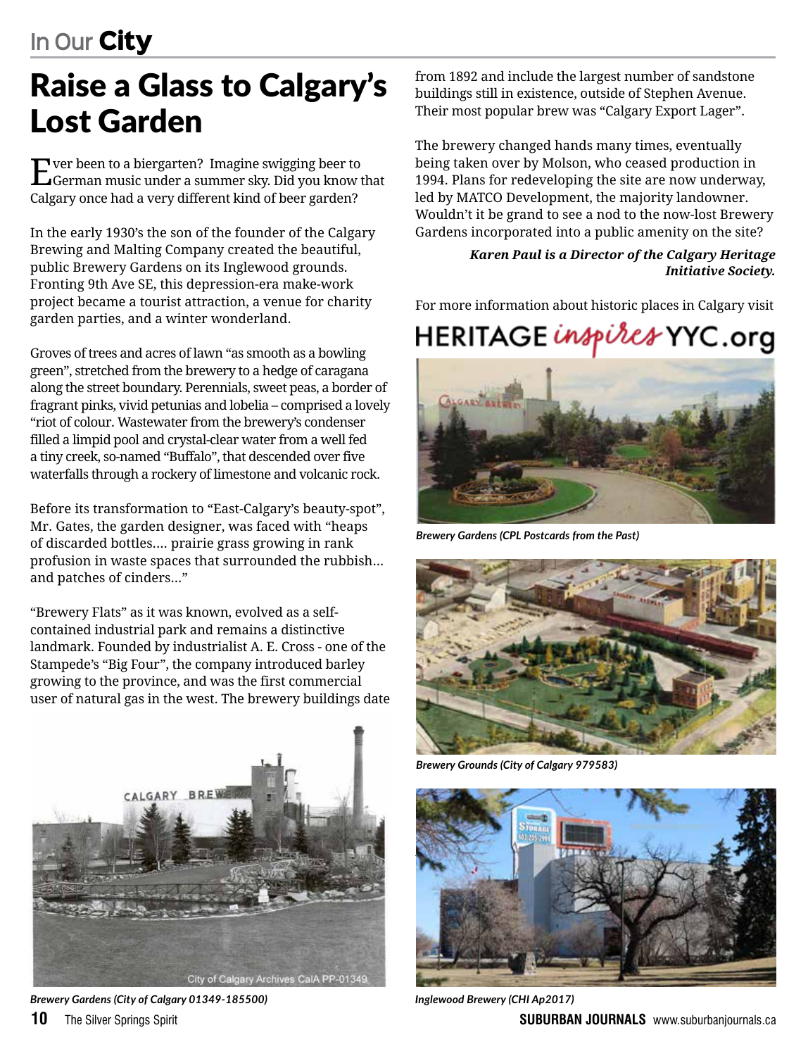## In Our City

# Raise a Glass to Calgary's Lost Garden

Ever been to a biergarten? Imagine swigging beer to German music under a summer sky. Did you know that Calgary once had a very different kind of beer garden?

In the early 1930's the son of the founder of the Calgary Brewing and Malting Company created the beautiful, public Brewery Gardens on its Inglewood grounds. Fronting 9th Ave SE, this depression-era make-work project became a tourist attraction, a venue for charity garden parties, and a winter wonderland.

Groves of trees and acres of lawn "as smooth as a bowling green", stretched from the brewery to a hedge of caragana along the street boundary. Perennials, sweet peas, a border of fragrant pinks, vivid petunias and lobelia – comprised a lovely "riot of colour. Wastewater from the brewery's condenser filled a limpid pool and crystal-clear water from a well fed a tiny creek, so-named "Buffalo", that descended over five waterfalls through a rockery of limestone and volcanic rock.

Before its transformation to "East-Calgary's beauty-spot", Mr. Gates, the garden designer, was faced with "heaps of discarded bottles.... prairie grass growing in rank profusion in waste spaces that surrounded the rubbish... and patches of cinders..."

"Brewery Flats" as it was known, evolved as a self-contained industrial park and remains a distinctive landmark. Founded by industrialist A. E. Cross - one of the Stampede's "Big Four", the company introduced barley growing to the province, and was the first commercial user of natural gas in the west. The brewery buildings date from 1892 and include the largest number of sandstone buildings still in existence, outside of Stephen Avenue. Their most popular brew was "Calgary Export Lager".

The brewery changed hands many times, eventually being taken over by Molson, who ceased production in 1994. Plans for redeveloping the site are now underway, led by MATCO Development, the majority landowner. Wouldn't it be grand to see a nod to the now-lost Brewery Gardens incorporated into a public amenity on the site?

***Karen Paul is a Director of the Calgary Heritage Initiative Society.***

For more information about historic places in Calgary visit

HERITAGE *inspires* YYC.org

*Brewery Gardens (City of Calgary 01349-185500)*

*Brewery Gardens (CPL Postcards from the Past)*

*Brewery Grounds (City of Calgary 979583)*

*Inglewood Brewery (CHI Ap2017)*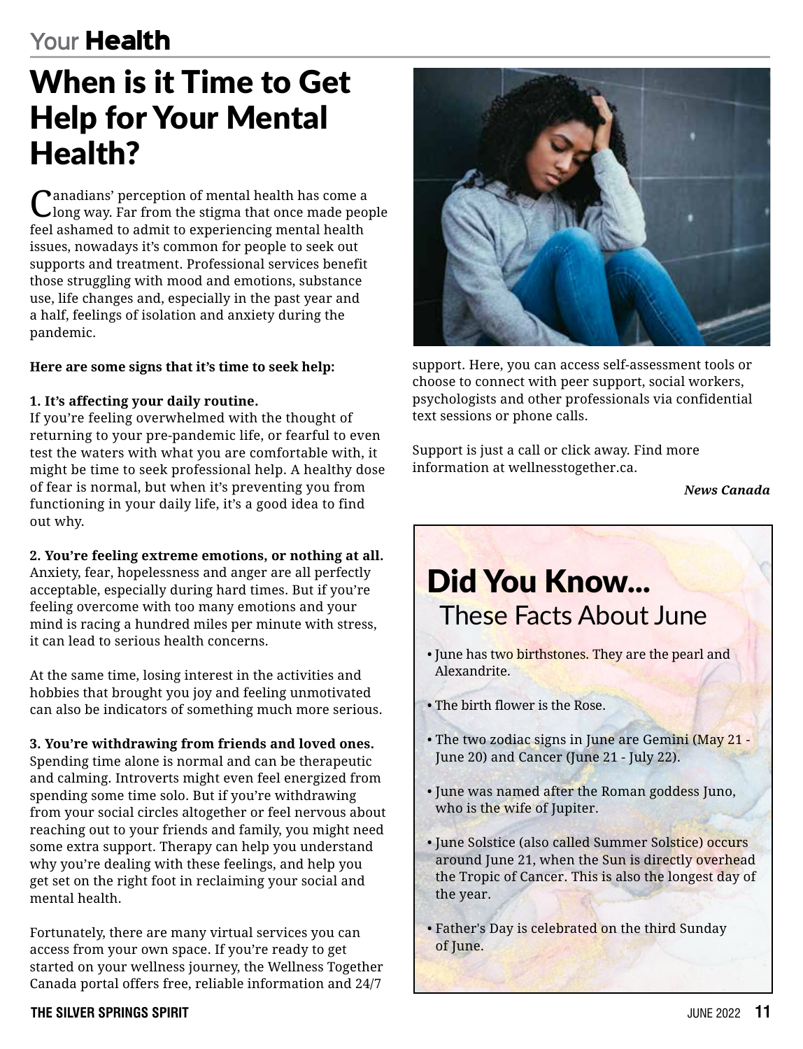## Your Health

# When is it Time to Get Help for Your Mental Health?

Canadians' perception of mental health has come a long way. Far from the stigma that once made people feel ashamed to admit to experiencing mental health issues, nowadays it's common for people to seek out supports and treatment. Professional services benefit those struggling with mood and emotions, substance use, life changes and, especially in the past year and a half, feelings of isolation and anxiety during the pandemic.

**Here are some signs that it's time to seek help:**

**1. It's affecting your daily routine.**
If you're feeling overwhelmed with the thought of returning to your pre-pandemic life, or fearful to even test the waters with what you are comfortable with, it might be time to seek professional help. A healthy dose of fear is normal, but when it's preventing you from functioning in your daily life, it's a good idea to find out why.

**2. You're feeling extreme emotions, or nothing at all.**
Anxiety, fear, hopelessness and anger are all perfectly acceptable, especially during hard times. But if you're feeling overcome with too many emotions and your mind is racing a hundred miles per minute with stress, it can lead to serious health concerns.

At the same time, losing interest in the activities and hobbies that brought you joy and feeling unmotivated can also be indicators of something much more serious.

**3. You're withdrawing from friends and loved ones.**
Spending time alone is normal and can be therapeutic and calming. Introverts might even feel energized from spending some time solo. But if you're withdrawing from your social circles altogether or feel nervous about reaching out to your friends and family, you might need some extra support. Therapy can help you understand why you're dealing with these feelings, and help you get set on the right foot in reclaiming your social and mental health.

Fortunately, there are many virtual services you can access from your own space. If you're ready to get started on your wellness journey, the Wellness Together Canada portal offers free, reliable information and 24/7 support. Here, you can access self-assessment tools or choose to connect with peer support, social workers, psychologists and other professionals via confidential text sessions or phone calls.

Support is just a call or click away. Find more information at wellnesstogether.ca.

*News Canada*

## Did You Know...
### These Facts About June

- June has two birthstones. They are the pearl and Alexandrite.
- The birth flower is the Rose.
- The two zodiac signs in June are Gemini (May 21 - June 20) and Cancer (June 21 - July 22).
- June was named after the Roman goddess Juno, who is the wife of Jupiter.
- June Solstice (also called Summer Solstice) occurs around June 21, when the Sun is directly overhead the Tropic of Cancer. This is also the longest day of the year.
- Father's Day is celebrated on the third Sunday of June.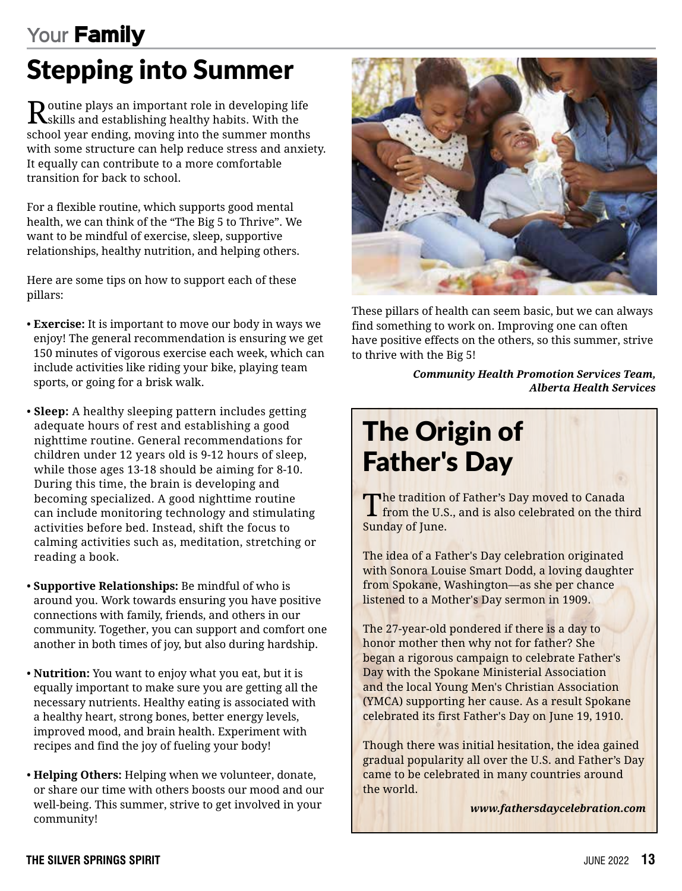Your **Family**

# Stepping into Summer

Routine plays an important role in developing life skills and establishing healthy habits. With the school year ending, moving into the summer months with some structure can help reduce stress and anxiety. It equally can contribute to a more comfortable transition for back to school.

For a flexible routine, which supports good mental health, we can think of the “The Big 5 to Thrive”. We want to be mindful of exercise, sleep, supportive relationships, healthy nutrition, and helping others.

Here are some tips on how to support each of these pillars:

- **Exercise:** It is important to move our body in ways we enjoy! The general recommendation is ensuring we get 150 minutes of vigorous exercise each week, which can include activities like riding your bike, playing team sports, or going for a brisk walk.
- **Sleep:** A healthy sleeping pattern includes getting adequate hours of rest and establishing a good nighttime routine. General recommendations for children under 12 years old is 9-12 hours of sleep, while those ages 13-18 should be aiming for 8-10. During this time, the brain is developing and becoming specialized. A good nighttime routine can include monitoring technology and stimulating activities before bed. Instead, shift the focus to calming activities such as, meditation, stretching or reading a book.
- **Supportive Relationships:** Be mindful of who is around you. Work towards ensuring you have positive connections with family, friends, and others in our community. Together, you can support and comfort one another in both times of joy, but also during hardship.
- **Nutrition:** You want to enjoy what you eat, but it is equally important to make sure you are getting all the necessary nutrients. Healthy eating is associated with a healthy heart, strong bones, better energy levels, improved mood, and brain health. Experiment with recipes and find the joy of fueling your body!
- **Helping Others:** Helping when we volunteer, donate, or share our time with others boosts our mood and our well-being. This summer, strive to get involved in your community!

These pillars of health can seem basic, but we can always find something to work on. Improving one can often have positive effects on the others, so this summer, strive to thrive with the Big 5!

***Community Health Promotion Services Team, Alberta Health Services***

# The Origin of Father's Day

The tradition of Father’s Day moved to Canada from the U.S., and is also celebrated on the third Sunday of June.

The idea of a Father's Day celebration originated with Sonora Louise Smart Dodd, a loving daughter from Spokane, Washington—as she per chance listened to a Mother's Day sermon in 1909.

The 27-year-old pondered if there is a day to honor mother then why not for father? She began a rigorous campaign to celebrate Father's Day with the Spokane Ministerial Association and the local Young Men's Christian Association (YMCA) supporting her cause. As a result Spokane celebrated its first Father's Day on June 19, 1910.

Though there was initial hesitation, the idea gained gradual popularity all over the U.S. and Father’s Day came to be celebrated in many countries around the world.

***www.fathersdaycelebration.com***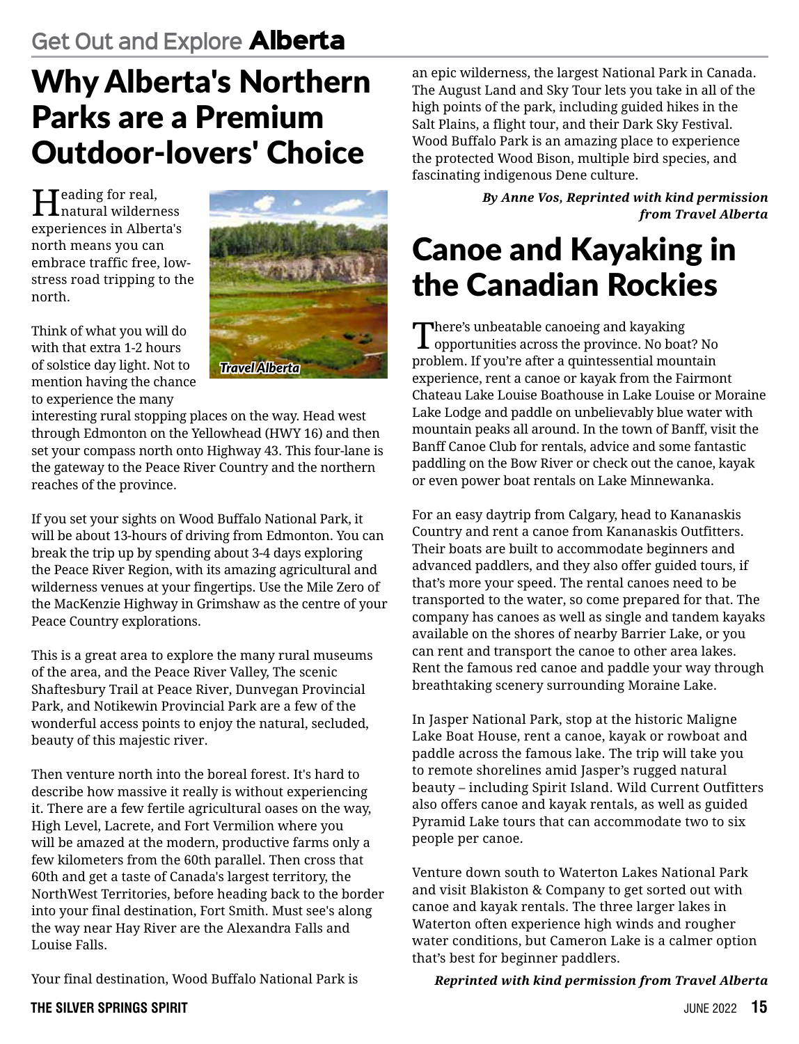Get Out and Explore **Alberta**

# Why Alberta's Northern Parks are a Premium Outdoor-lovers' Choice

Heading for real, natural wilderness experiences in Alberta's north means you can embrace traffic free, low-stress road tripping to the north.

Travel Alberta

Think of what you will do with that extra 1-2 hours of solstice day light. Not to mention having the chance to experience the many interesting rural stopping places on the way. Head west through Edmonton on the Yellowhead (HWY 16) and then set your compass north onto Highway 43. This four-lane is the gateway to the Peace River Country and the northern reaches of the province.

If you set your sights on Wood Buffalo National Park, it will be about 13-hours of driving from Edmonton. You can break the trip up by spending about 3-4 days exploring the Peace River Region, with its amazing agricultural and wilderness venues at your fingertips. Use the Mile Zero of the MacKenzie Highway in Grimshaw as the centre of your Peace Country explorations.

This is a great area to explore the many rural museums of the area, and the Peace River Valley, The scenic Shaftesbury Trail at Peace River, Dunvegan Provincial Park, and Notikewin Provincial Park are a few of the wonderful access points to enjoy the natural, secluded, beauty of this majestic river.

Then venture north into the boreal forest. It's hard to describe how massive it really is without experiencing it. There are a few fertile agricultural oases on the way, High Level, Lacrete, and Fort Vermilion where you will be amazed at the modern, productive farms only a few kilometers from the 60th parallel. Then cross that 60th and get a taste of Canada's largest territory, the NorthWest Territories, before heading back to the border into your final destination, Fort Smith. Must see's along the way near Hay River are the Alexandra Falls and Louise Falls.

Your final destination, Wood Buffalo National Park is an epic wilderness, the largest National Park in Canada. The August Land and Sky Tour lets you take in all of the high points of the park, including guided hikes in the Salt Plains, a flight tour, and their Dark Sky Festival. Wood Buffalo Park is an amazing place to experience the protected Wood Bison, multiple bird species, and fascinating indigenous Dene culture.

***By Anne Vos, Reprinted with kind permission from Travel Alberta***

# Canoe and Kayaking in the Canadian Rockies

There's unbeatable canoeing and kayaking opportunities across the province. No boat? No problem. If you're after a quintessential mountain experience, rent a canoe or kayak from the Fairmont Chateau Lake Louise Boathouse in Lake Louise or Moraine Lake Lodge and paddle on unbelievably blue water with mountain peaks all around. In the town of Banff, visit the Banff Canoe Club for rentals, advice and some fantastic paddling on the Bow River or check out the canoe, kayak or even power boat rentals on Lake Minnewanka.

For an easy daytrip from Calgary, head to Kananaskis Country and rent a canoe from Kananaskis Outfitters. Their boats are built to accommodate beginners and advanced paddlers, and they also offer guided tours, if that's more your speed. The rental canoes need to be transported to the water, so come prepared for that. The company has canoes as well as single and tandem kayaks available on the shores of nearby Barrier Lake, or you can rent and transport the canoe to other area lakes. Rent the famous red canoe and paddle your way through breathtaking scenery surrounding Moraine Lake.

In Jasper National Park, stop at the historic Maligne Lake Boat House, rent a canoe, kayak or rowboat and paddle across the famous lake. The trip will take you to remote shorelines amid Jasper's rugged natural beauty – including Spirit Island. Wild Current Outfitters also offers canoe and kayak rentals, as well as guided Pyramid Lake tours that can accommodate two to six people per canoe.

Venture down south to Waterton Lakes National Park and visit Blakiston & Company to get sorted out with canoe and kayak rentals. The three larger lakes in Waterton often experience high winds and rougher water conditions, but Cameron Lake is a calmer option that's best for beginner paddlers.

***Reprinted with kind permission from Travel Alberta***